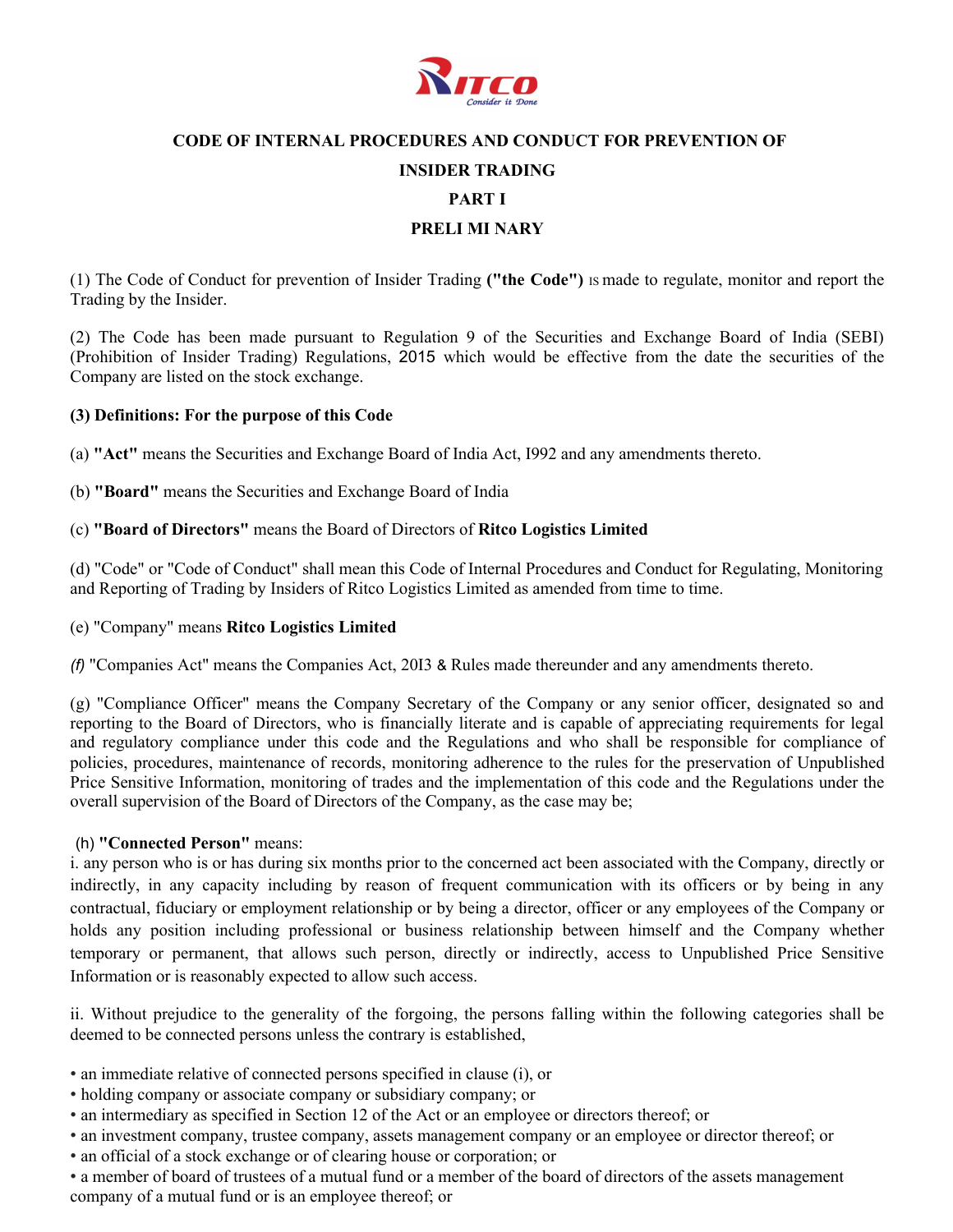# CODE OF INTERNAL PROCEDURES AND CONDUCT FOR PREVENTION OF INSIDER TRADING

## PART I

## PRELI MI NARY

(1) The Code of Conduct for prevention of Insider Trading **("the Code")** IS made to regulate, monitor and report the Trading by the Insider.

(2) The Code has been made pursuant to Regulation 9 of the Securities and Exchange Board of India (SEBI) (Prohibition of Insider Trading) Regulations, 2015 which would be effective from the date the securities of the Company are listed on the stock exchange.

**(3) Definitions: For the purpose of this Code**

(a) **"Act"** means the Securities and Exchange Board of India Act, I992 and any amendments thereto.

(b) **"Board"** means the Securities and Exchange Board of India

(c) **"Board of Directors"** means the Board of Directors of **Ritco Logistics Limited**

(d) "Code" or "Code of Conduct" shall mean this Code of Internal Procedures and Conduct for Regulating, Monitoring and Reporting of Trading by Insiders of Ritco Logistics Limited as amended from time to time.

(e) "Company" means **Ritco Logistics Limited**

*(f)* "Companies Act" means the Companies Act, 20I3 & Rules made thereunder and any amendments thereto.

(g) "Compliance Officer" means the Company Secretary of the Company or any senior officer, designated so and reporting to the Board of Directors, who is financially literate and is capable of appreciating requirements for legal and regulatory compliance under this code and the Regulations and who shall be responsible for compliance of policies, procedures, maintenance of records, monitoring adherence to the rules for the preservation of Unpublished Price Sensitive Information, monitoring of trades and the implementation of this code and the Regulations under the overall supervision of the Board of Directors of the Company, as the case may be;

(h) **"Connected Person"** means:

i. any person who is or has during six months prior to the concerned act been associated with the Company, directly or indirectly, in any capacity including by reason of frequent communication with its officers or by being in any contractual, fiduciary or employment relationship or by being a director, officer or any employees of the Company or holds any position including professional or business relationship between himself and the Company whether temporary or permanent, that allows such person, directly or indirectly, access to Unpublished Price Sensitive Information or is reasonably expected to allow such access.

ii. Without prejudice to the generality of the forgoing, the persons falling within the following categories shall be deemed to be connected persons unless the contrary is established,

- an immediate relative of connected persons specified in clause (i), or
- holding company or associate company or subsidiary company; or
- an intermediary as specified in Section 12 of the Act or an employee or directors thereof; or
- an investment company, trustee company, assets management company or an employee or director thereof; or
- an official of a stock exchange or of clearing house or corporation; or
- a member of board of trustees of a mutual fund or a member of the board of directors of the assets management company of a mutual fund or is an employee thereof; or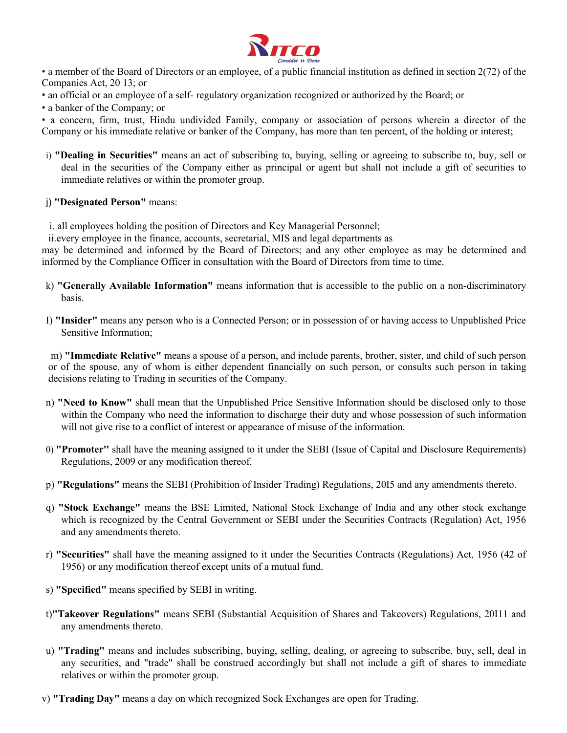• a member of the Board of Directors or an employee, of a public financial institution as defined in section 2(72) of the Companies Act, 20 13; or

• an official or an employee of a self- regulatory organization recognized or authorized by the Board; or

• a banker of the Company; or

• a concern, firm, trust, Hindu undivided Family, company or association of persons wherein a director of the Company or his immediate relative or banker of the Company, has more than ten percent, of the holding or interest;

i) **"Dealing in Securities"** means an act of subscribing to, buying, selling or agreeing to subscribe to, buy, sell or deal in the securities of the Company either as principal or agent but shall not include a gift of securities to immediate relatives or within the promoter group.

j) **"Designated Person"** means:

i. all employees holding the position of Directors and Key Managerial Personnel;

ii.every employee in the finance, accounts, secretarial, MIS and legal departments as may be determined and informed by the Board of Directors; and any other employee as may be determined and informed by the Compliance Officer in consultation with the Board of Directors from time to time.

k) **"Generally Available Information"** means information that is accessible to the public on a non-discriminatory basis.

I) **"Insider"** means any person who is a Connected Person; or in possession of or having access to Unpublished Price Sensitive Information;

m) **"Immediate Relative"** means a spouse of a person, and include parents, brother, sister, and child of such person or of the spouse, any of whom is either dependent financially on such person, or consults such person in taking decisions relating to Trading in securities of the Company.

n) **"Need to Know"** shall mean that the Unpublished Price Sensitive Information should be disclosed only to those within the Company who need the information to discharge their duty and whose possession of such information will not give rise to a conflict of interest or appearance of misuse of the information.

0) **"Promoter"** shall have the meaning assigned to it under the SEBI (Issue of Capital and Disclosure Requirements) Regulations, 2009 or any modification thereof.

p) **"Regulations"** means the SEBI (Prohibition of Insider Trading) Regulations, 20I5 and any amendments thereto.

q) **"Stock Exchange"** means the BSE Limited, National Stock Exchange of India and any other stock exchange which is recognized by the Central Government or SEBI under the Securities Contracts (Regulation) Act, 1956 and any amendments thereto.

r) **"Securities"** shall have the meaning assigned to it under the Securities Contracts (Regulations) Act, 1956 (42 of 1956) or any modification thereof except units of a mutual fund.

s) **"Specified"** means specified by SEBI in writing.

t)**"Takeover Regulations"** means SEBI (Substantial Acquisition of Shares and Takeovers) Regulations, 20I11 and any amendments thereto.

u) **"Trading"** means and includes subscribing, buying, selling, dealing, or agreeing to subscribe, buy, sell, deal in any securities, and "trade" shall be construed accordingly but shall not include a gift of shares to immediate relatives or within the promoter group.

v) **"Trading Day"** means a day on which recognized Sock Exchanges are open for Trading.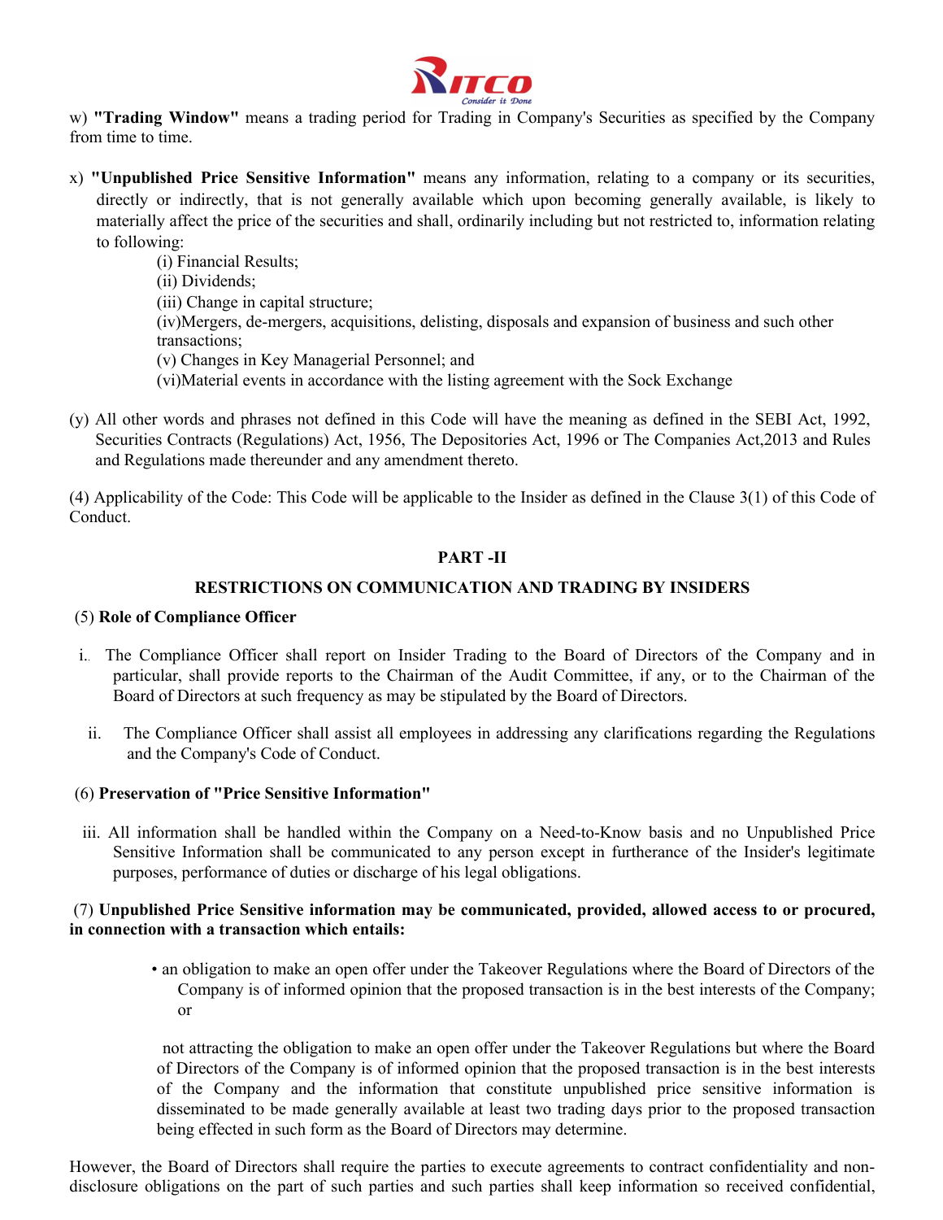w) **"Trading Window"** means a trading period for Trading in Company's Securities as specified by the Company from time to time.

x) **"Unpublished Price Sensitive Information"** means any information, relating to a company or its securities, directly or indirectly, that is not generally available which upon becoming generally available, is likely to materially affect the price of the securities and shall, ordinarily including but not restricted to, information relating to following:

(i) Financial Results;
(ii) Dividends;
(iii) Change in capital structure;
(iv)Mergers, de-mergers, acquisitions, delisting, disposals and expansion of business and such other transactions;
(v) Changes in Key Managerial Personnel; and
(vi)Material events in accordance with the listing agreement with the Sock Exchange

(y) All other words and phrases not defined in this Code will have the meaning as defined in the SEBI Act, 1992, Securities Contracts (Regulations) Act, 1956, The Depositories Act, 1996 or The Companies Act,2013 and Rules and Regulations made thereunder and any amendment thereto.

(4) Applicability of the Code: This Code will be applicable to the Insider as defined in the Clause 3(1) of this Code of Conduct.

## PART -II

## RESTRICTIONS ON COMMUNICATION AND TRADING BY INSIDERS

(5) **Role of Compliance Officer**

i. The Compliance Officer shall report on Insider Trading to the Board of Directors of the Company and in particular, shall provide reports to the Chairman of the Audit Committee, if any, or to the Chairman of the Board of Directors at such frequency as may be stipulated by the Board of Directors.

ii. The Compliance Officer shall assist all employees in addressing any clarifications regarding the Regulations and the Company's Code of Conduct.

(6) **Preservation of "Price Sensitive Information"**

iii. All information shall be handled within the Company on a Need-to-Know basis and no Unpublished Price Sensitive Information shall be communicated to any person except in furtherance of the Insider's legitimate purposes, performance of duties or discharge of his legal obligations.

(7) **Unpublished Price Sensitive information may be communicated, provided, allowed access to or procured, in connection with a transaction which entails:**

- an obligation to make an open offer under the Takeover Regulations where the Board of Directors of the Company is of informed opinion that the proposed transaction is in the best interests of the Company; or

not attracting the obligation to make an open offer under the Takeover Regulations but where the Board of Directors of the Company is of informed opinion that the proposed transaction is in the best interests of the Company and the information that constitute unpublished price sensitive information is disseminated to be made generally available at least two trading days prior to the proposed transaction being effected in such form as the Board of Directors may determine.

However, the Board of Directors shall require the parties to execute agreements to contract confidentiality and non-disclosure obligations on the part of such parties and such parties shall keep information so received confidential,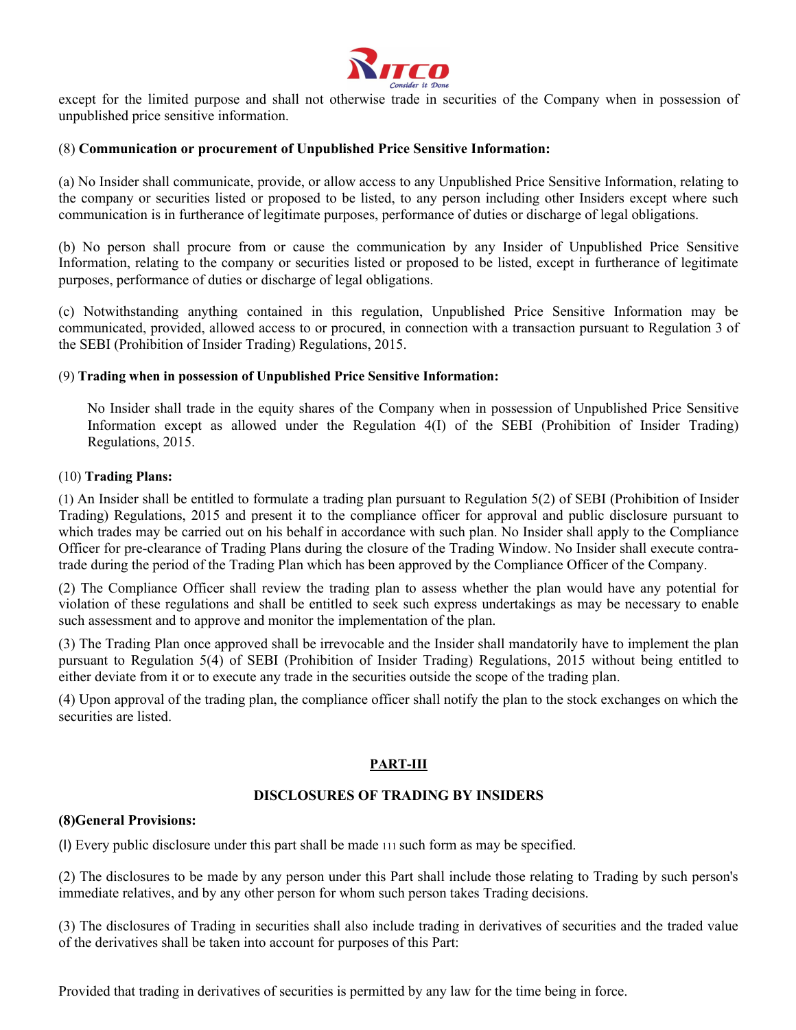except for the limited purpose and shall not otherwise trade in securities of the Company when in possession of unpublished price sensitive information.

(8) **Communication or procurement of Unpublished Price Sensitive Information:**

(a) No Insider shall communicate, provide, or allow access to any Unpublished Price Sensitive Information, relating to the company or securities listed or proposed to be listed, to any person including other Insiders except where such communication is in furtherance of legitimate purposes, performance of duties or discharge of legal obligations.

(b) No person shall procure from or cause the communication by any Insider of Unpublished Price Sensitive Information, relating to the company or securities listed or proposed to be listed, except in furtherance of legitimate purposes, performance of duties or discharge of legal obligations.

(c) Notwithstanding anything contained in this regulation, Unpublished Price Sensitive Information may be communicated, provided, allowed access to or procured, in connection with a transaction pursuant to Regulation 3 of the SEBI (Prohibition of Insider Trading) Regulations, 2015.

(9) **Trading when in possession of Unpublished Price Sensitive Information:**

No Insider shall trade in the equity shares of the Company when in possession of Unpublished Price Sensitive Information except as allowed under the Regulation 4(I) of the SEBI (Prohibition of Insider Trading) Regulations, 2015.

(10) **Trading Plans:**

(1) An Insider shall be entitled to formulate a trading plan pursuant to Regulation 5(2) of SEBI (Prohibition of Insider Trading) Regulations, 2015 and present it to the compliance officer for approval and public disclosure pursuant to which trades may be carried out on his behalf in accordance with such plan. No Insider shall apply to the Compliance Officer for pre-clearance of Trading Plans during the closure of the Trading Window. No Insider shall execute contra-trade during the period of the Trading Plan which has been approved by the Compliance Officer of the Company.

(2) The Compliance Officer shall review the trading plan to assess whether the plan would have any potential for violation of these regulations and shall be entitled to seek such express undertakings as may be necessary to enable such assessment and to approve and monitor the implementation of the plan.

(3) The Trading Plan once approved shall be irrevocable and the Insider shall mandatorily have to implement the plan pursuant to Regulation 5(4) of SEBI (Prohibition of Insider Trading) Regulations, 2015 without being entitled to either deviate from it or to execute any trade in the securities outside the scope of the trading plan.

(4) Upon approval of the trading plan, the compliance officer shall notify the plan to the stock exchanges on which the securities are listed.

## PART-III

## DISCLOSURES OF TRADING BY INSIDERS

**(8)General Provisions:**

(l) Every public disclosure under this part shall be made 111 such form as may be specified.

(2) The disclosures to be made by any person under this Part shall include those relating to Trading by such person's immediate relatives, and by any other person for whom such person takes Trading decisions.

(3) The disclosures of Trading in securities shall also include trading in derivatives of securities and the traded value of the derivatives shall be taken into account for purposes of this Part:

Provided that trading in derivatives of securities is permitted by any law for the time being in force.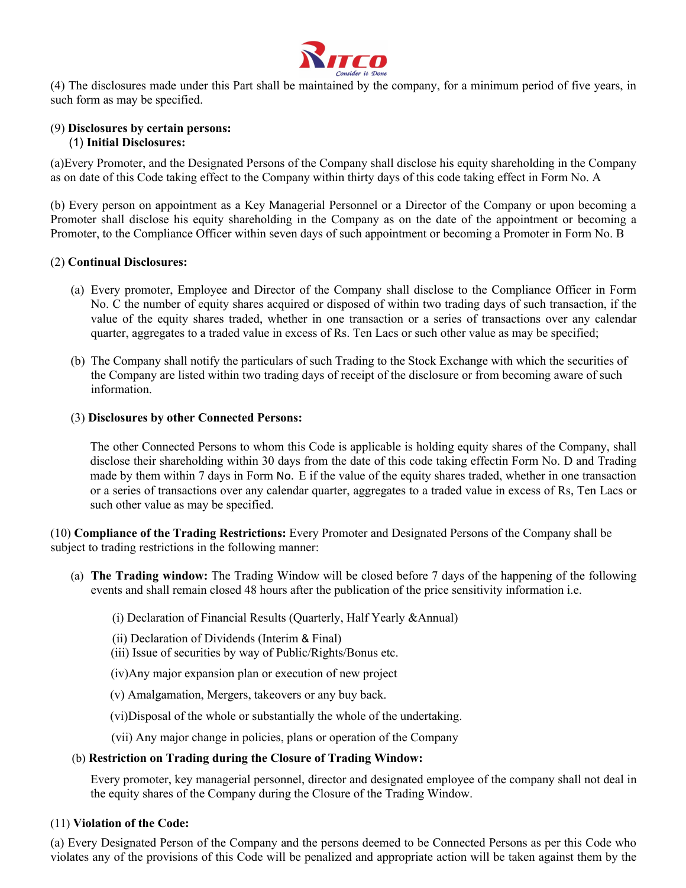(4) The disclosures made under this Part shall be maintained by the company, for a minimum period of five years, in such form as may be specified.

(9) **Disclosures by certain persons:**
(1) **Initial Disclosures:**

(a)Every Promoter, and the Designated Persons of the Company shall disclose his equity shareholding in the Company as on date of this Code taking effect to the Company within thirty days of this code taking effect in Form No. A

(b) Every person on appointment as a Key Managerial Personnel or a Director of the Company or upon becoming a Promoter shall disclose his equity shareholding in the Company as on the date of the appointment or becoming a Promoter, to the Compliance Officer within seven days of such appointment or becoming a Promoter in Form No. B

(2) **Continual Disclosures:**

(a) Every promoter, Employee and Director of the Company shall disclose to the Compliance Officer in Form No. C the number of equity shares acquired or disposed of within two trading days of such transaction, if the value of the equity shares traded, whether in one transaction or a series of transactions over any calendar quarter, aggregates to a traded value in excess of Rs. Ten Lacs or such other value as may be specified;

(b) The Company shall notify the particulars of such Trading to the Stock Exchange with which the securities of the Company are listed within two trading days of receipt of the disclosure or from becoming aware of such information.

(3) **Disclosures by other Connected Persons:**

The other Connected Persons to whom this Code is applicable is holding equity shares of the Company, shall disclose their shareholding within 30 days from the date of this code taking effectin Form No. D and Trading made by them within 7 days in Form No. E if the value of the equity shares traded, whether in one transaction or a series of transactions over any calendar quarter, aggregates to a traded value in excess of Rs, Ten Lacs or such other value as may be specified.

(10) **Compliance of the Trading Restrictions:** Every Promoter and Designated Persons of the Company shall be subject to trading restrictions in the following manner:

(a) **The Trading window:** The Trading Window will be closed before 7 days of the happening of the following events and shall remain closed 48 hours after the publication of the price sensitivity information i.e.

(i) Declaration of Financial Results (Quarterly, Half Yearly &Annual)

(ii) Declaration of Dividends (Interim & Final)

(iii) Issue of securities by way of Public/Rights/Bonus etc.

(iv)Any major expansion plan or execution of new project

(v) Amalgamation, Mergers, takeovers or any buy back.

(vi)Disposal of the whole or substantially the whole of the undertaking.

(vii) Any major change in policies, plans or operation of the Company

(b) **Restriction on Trading during the Closure of Trading Window:**

Every promoter, key managerial personnel, director and designated employee of the company shall not deal in the equity shares of the Company during the Closure of the Trading Window.

(11) **Violation of the Code:**

(a) Every Designated Person of the Company and the persons deemed to be Connected Persons as per this Code who violates any of the provisions of this Code will be penalized and appropriate action will be taken against them by the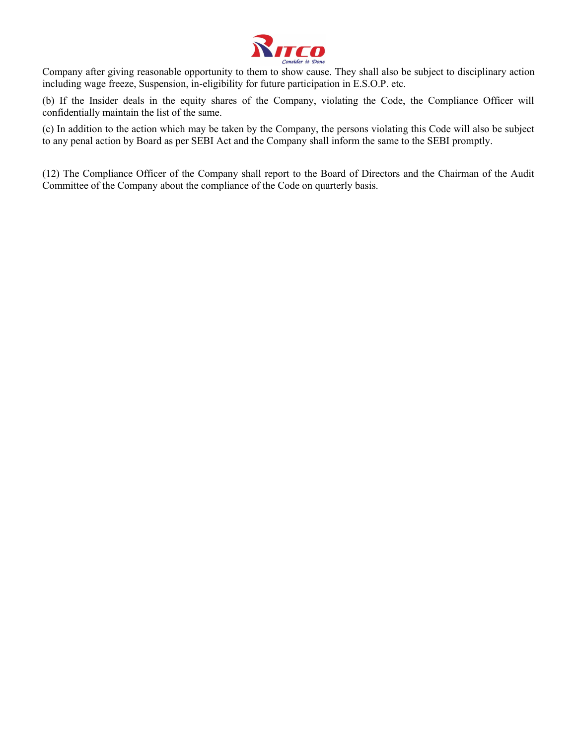Company after giving reasonable opportunity to them to show cause. They shall also be subject to disciplinary action including wage freeze, Suspension, in-eligibility for future participation in E.S.O.P. etc.

(b) If the Insider deals in the equity shares of the Company, violating the Code, the Compliance Officer will confidentially maintain the list of the same.

(c) In addition to the action which may be taken by the Company, the persons violating this Code will also be subject to any penal action by Board as per SEBI Act and the Company shall inform the same to the SEBI promptly.

(12) The Compliance Officer of the Company shall report to the Board of Directors and the Chairman of the Audit Committee of the Company about the compliance of the Code on quarterly basis.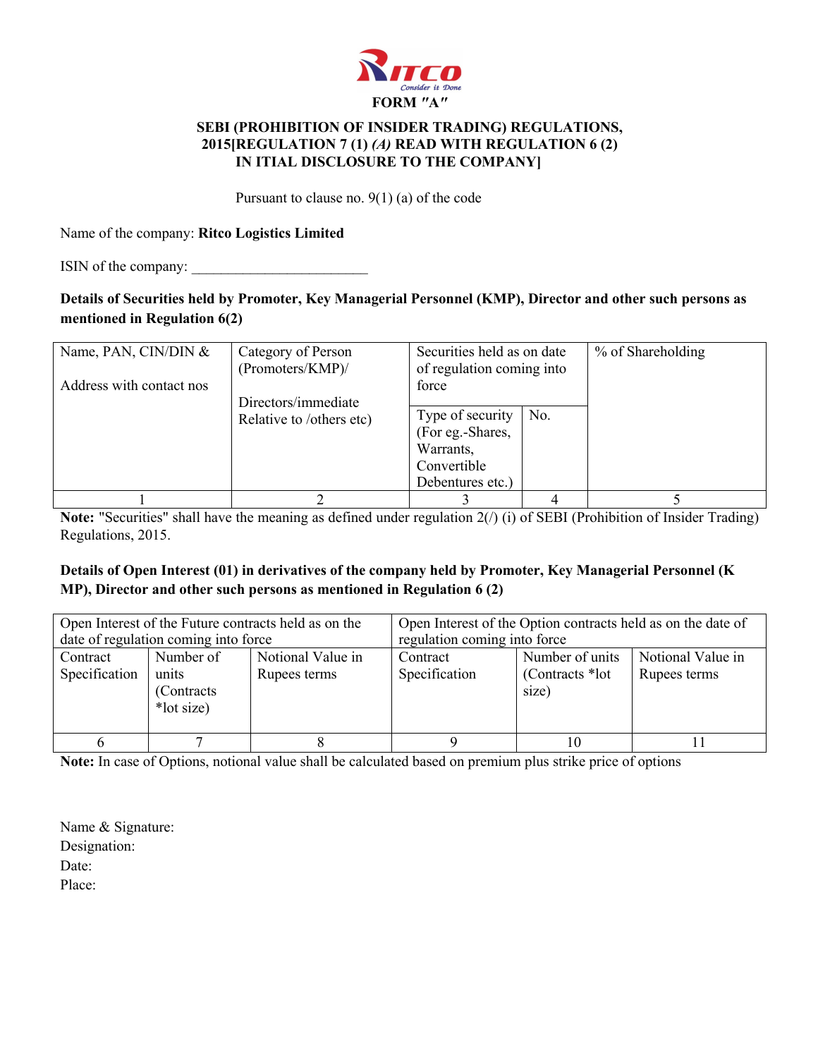**FORM "A"**

**SEBI (PROHIBITION OF INSIDER TRADING) REGULATIONS, 2015[REGULATION 7 (1) *(A)* READ WITH REGULATION 6 (2) IN ITIAL DISCLOSURE TO THE COMPANY]**

Pursuant to clause no. 9(1) (a) of the code

Name of the company: **Ritco Logistics Limited**

ISIN of the company: ________________________

**Details of Securities held by Promoter, Key Managerial Personnel (KMP), Director and other such persons as mentioned in Regulation 6(2)**

| Name, PAN, CIN/DIN & Address with contact nos | Category of Person (Promoters/KMP)/ Directors/immediate Relative to /others etc) | Securities held as on date of regulation coming into force | | % of Shareholding |
|---|---|---|---|---|
| | | Type of security (For eg.-Shares, Warrants, Convertible Debentures etc.) | No. | |
| 1 | 2 | 3 | 4 | 5 |

**Note:** "Securities" shall have the meaning as defined under regulation 2(/) (i) of SEBI (Prohibition of Insider Trading) Regulations, 2015.

**Details of Open Interest (01) in derivatives of the company held by Promoter, Key Managerial Personnel (K MP), Director and other such persons as mentioned in Regulation 6 (2)**

| Open Interest of the Future contracts held as on the date of regulation coming into force | | | Open Interest of the Option contracts held as on the date of regulation coming into force | | |
|---|---|---|---|---|---|
| Contract Specification | Number of units (Contracts *lot size) | Notional Value in Rupees terms | Contract Specification | Number of units (Contracts *lot size) | Notional Value in Rupees terms |
| 6 | 7 | 8 | 9 | 10 | 11 |

**Note:** In case of Options, notional value shall be calculated based on premium plus strike price of options

Name & Signature:
Designation:
Date:
Place: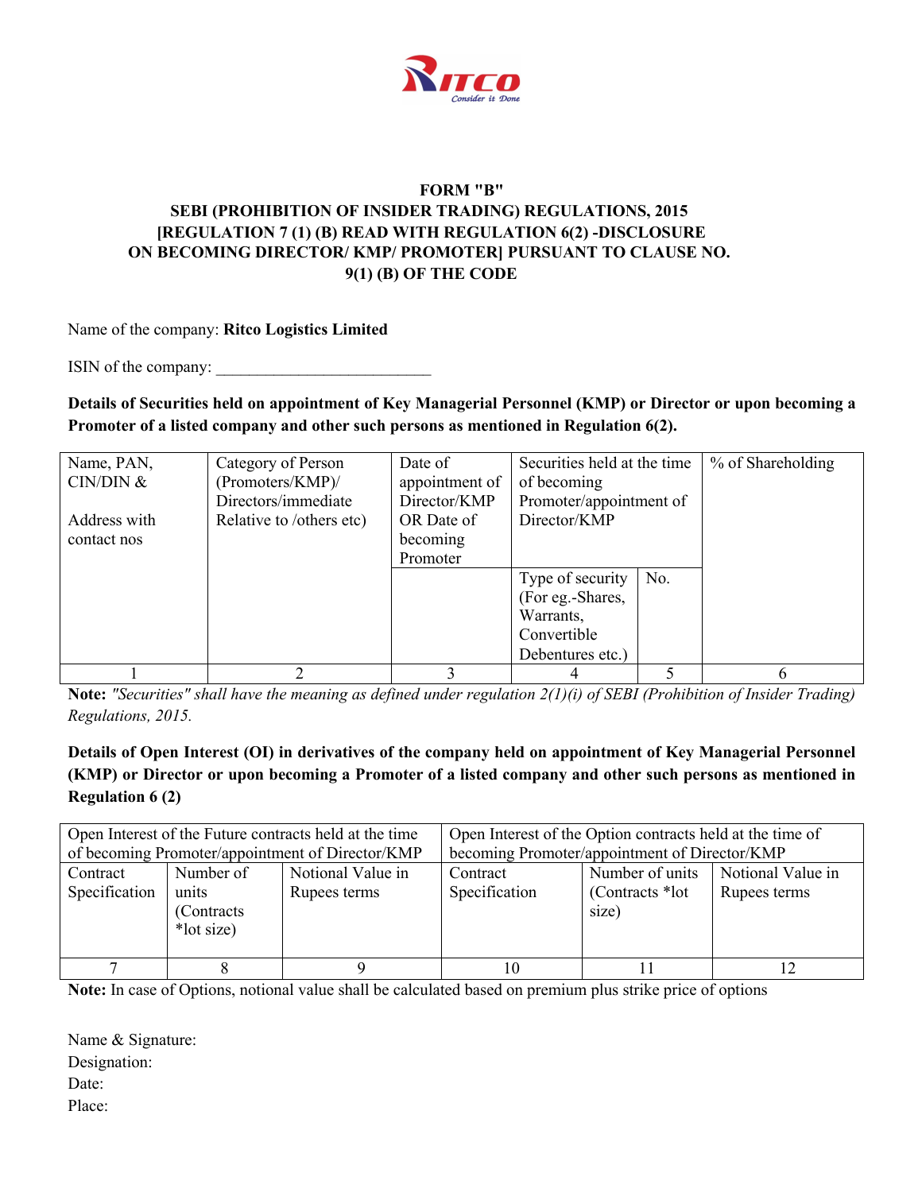**FORM "B"**
**SEBI (PROHIBITION OF INSIDER TRADING) REGULATIONS, 2015**
**[REGULATION 7 (1) (B) READ WITH REGULATION 6(2) -DISCLOSURE ON BECOMING DIRECTOR/ KMP/ PROMOTER] PURSUANT TO CLAUSE NO. 9(1) (B) OF THE CODE**

Name of the company: **Ritco Logistics Limited**

ISIN of the company: ___________________________

**Details of Securities held on appointment of Key Managerial Personnel (KMP) or Director or upon becoming a Promoter of a listed company and other such persons as mentioned in Regulation 6(2).**

| Name, PAN, CIN/DIN & Address with contact nos | Category of Person (Promoters/KMP)/ Directors/immediate Relative to /others etc) | Date of appointment of Director/KMP OR Date of becoming Promoter | Securities held at the time of becoming Promoter/appointment of Director/KMP | | % of Shareholding |
|---|---|---|---|---|---|
| | | | Type of security (For eg.-Shares, Warrants, Convertible Debentures etc.) | No. | |
| 1 | 2 | 3 | 4 | 5 | 6 |

**Note:** *"Securities" shall have the meaning as defined under regulation 2(1)(i) of SEBI (Prohibition of Insider Trading) Regulations, 2015.*

**Details of Open Interest (OI) in derivatives of the company held on appointment of Key Managerial Personnel (KMP) or Director or upon becoming a Promoter of a listed company and other such persons as mentioned in Regulation 6 (2)**

| Open Interest of the Future contracts held at the time of becoming Promoter/appointment of Director/KMP | | | Open Interest of the Option contracts held at the time of becoming Promoter/appointment of Director/KMP | | |
|---|---|---|---|---|---|
| Contract Specification | Number of units (Contracts *lot size) | Notional Value in Rupees terms | Contract Specification | Number of units (Contracts *lot size) | Notional Value in Rupees terms |
| 7 | 8 | 9 | 10 | 11 | 12 |

**Note:** In case of Options, notional value shall be calculated based on premium plus strike price of options

Name & Signature:
Designation:
Date:
Place: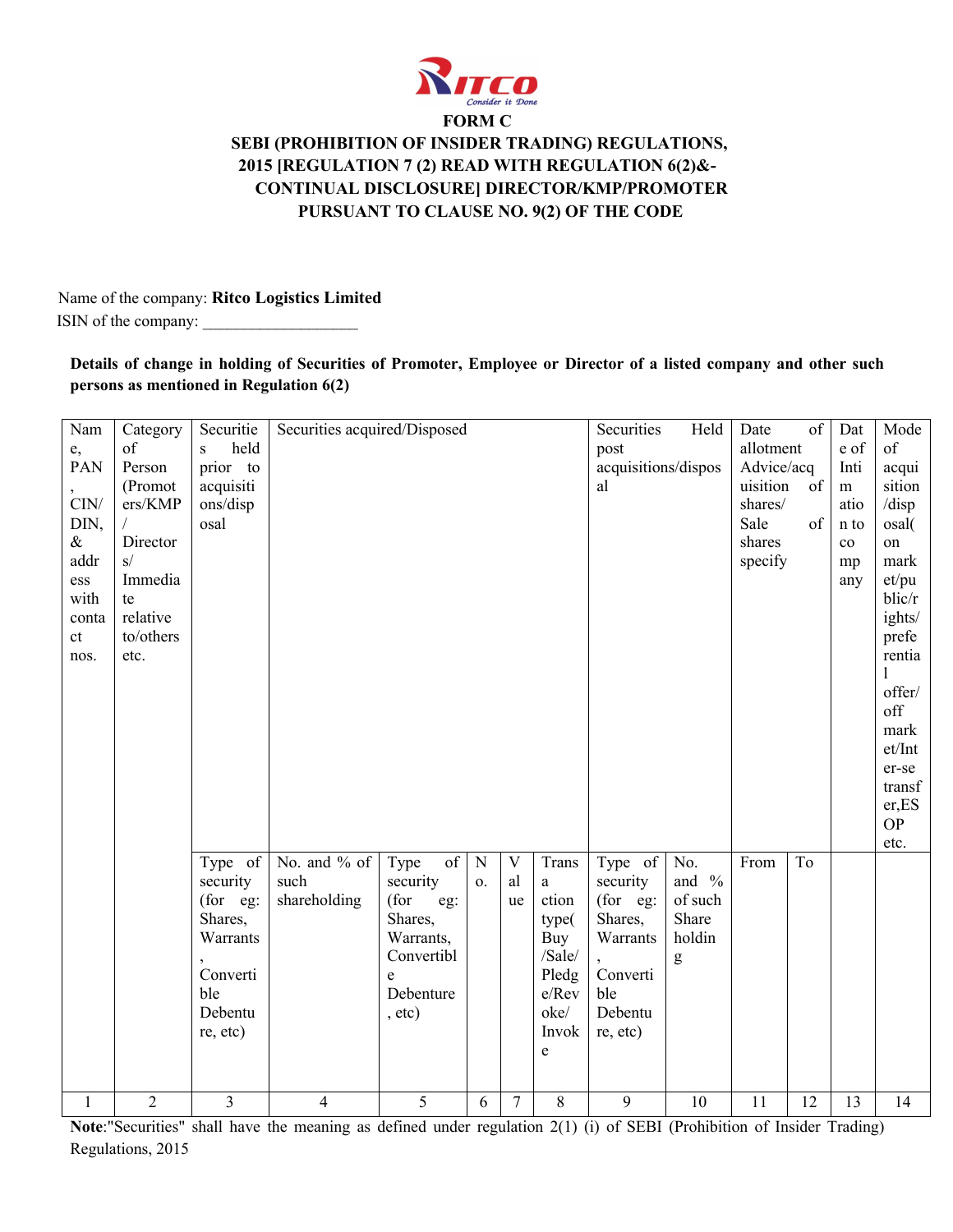# FORM C

**SEBI (PROHIBITION OF INSIDER TRADING) REGULATIONS, 2015 [REGULATION 7 (2) READ WITH REGULATION 6(2)&- CONTINUAL DISCLOSURE] DIRECTOR/KMP/PROMOTER PURSUANT TO CLAUSE NO. 9(2) OF THE CODE**

Name of the company: **Ritco Logistics Limited**

ISIN of the company: ___________________

**Details of change in holding of Securities of Promoter, Employee or Director of a listed company and other such persons as mentioned in Regulation 6(2)**

| Name, PAN, CIN/ DIN, & address with contact nos. | Category of Person (Promoters/KMP / Directors/ Immediate relative to/others etc. | Securities held prior to acquisitions/disposal | | Securities acquired/Disposed | | | | Securities Held post acquisitions/disposal | | Date of allotment Advice/acquisition of shares/ Sale of shares specify | | Date of Intimation to company | Mode of acquisition /disposal(on market/public/rights/ preferential offer/ off market/Inter-se transfer,ESOP etc. |
|---|---|---|---|---|---|---|---|---|---|---|---|---|---|
| | | Type of security (for eg: Shares, Warrants, Convertible Debenture, etc) | No. and % of such shareholding | Type of security (for eg: Shares, Warrants, Convertible Debenture, etc) | No. | Value | Transaction type(Buy /Sale/ Pledge/Revoke/ Invoke | Type of security (for eg: Shares, Warrants, Convertible Debenture, etc) | No. and % of such Share holding | From | To | | |
| 1 | 2 | 3 | 4 | 5 | 6 | 7 | 8 | 9 | 10 | 11 | 12 | 13 | 14 |

**Note**:"Securities" shall have the meaning as defined under regulation 2(1) (i) of SEBI (Prohibition of Insider Trading) Regulations, 2015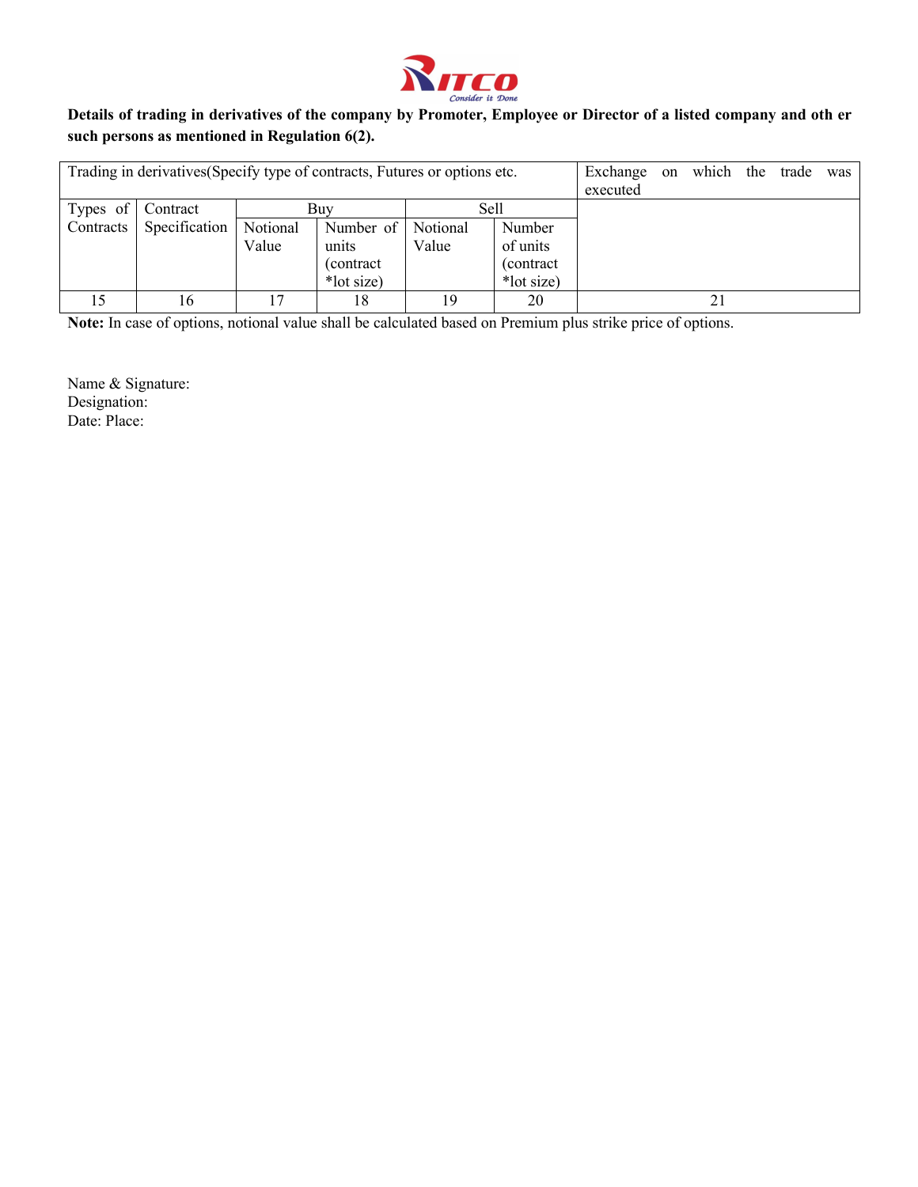**Details of trading in derivatives of the company by Promoter, Employee or Director of a listed company and oth er such persons as mentioned in Regulation 6(2).**

| Trading in derivatives(Specify type of contracts, Futures or options etc. | | | | | | Exchange on which the trade was executed |
|---|---|---|---|---|---|---|
| Types of Contracts | Contract Specification | Buy | | Sell | | |
| | | Notional Value | Number of units (contract *lot size) | Notional Value | Number of units (contract *lot size) | |
| 15 | 16 | 17 | 18 | 19 | 20 | 21 |

**Note:** In case of options, notional value shall be calculated based on Premium plus strike price of options.

Name & Signature:
Designation:
Date: Place: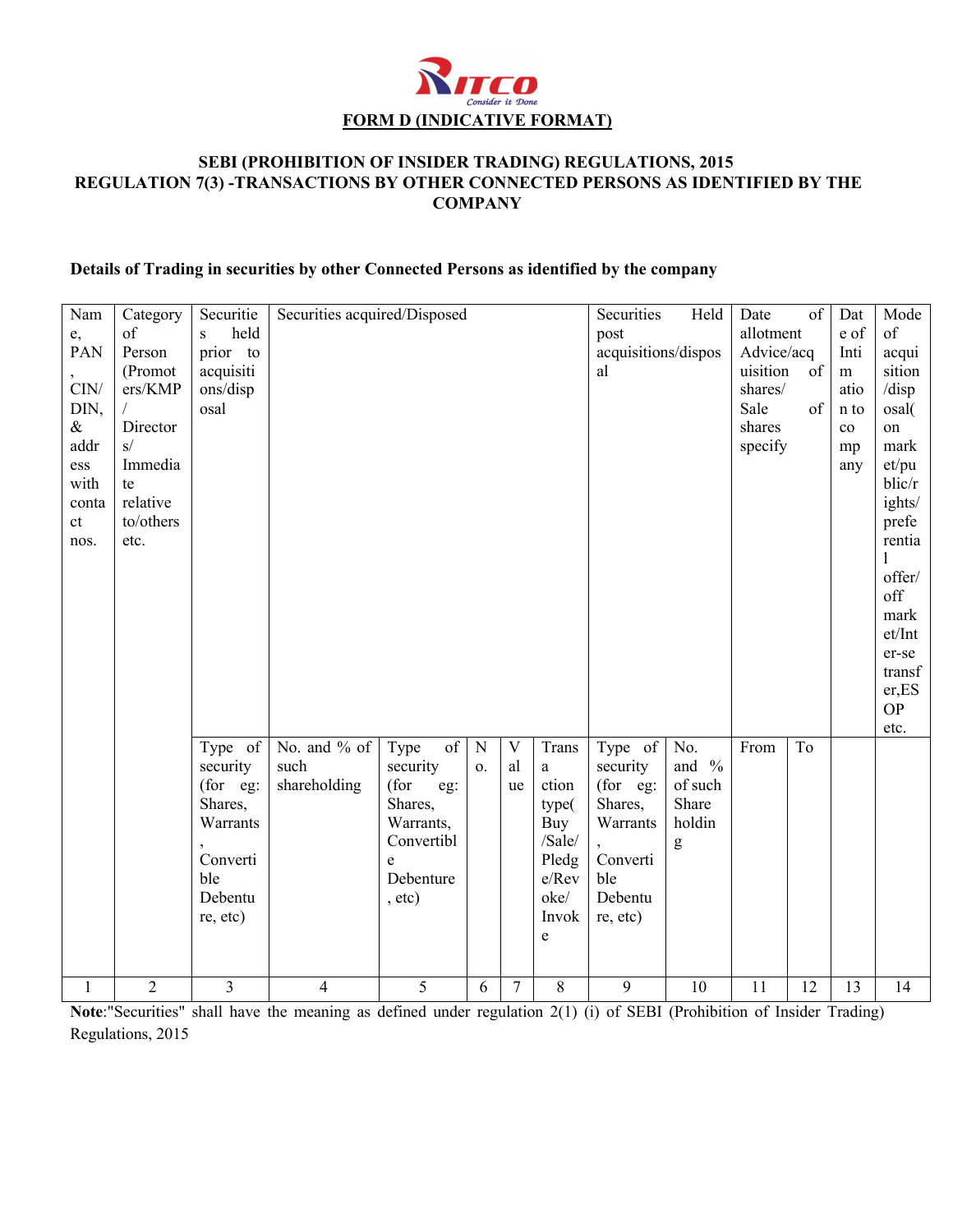**FORM D (INDICATIVE FORMAT)**

**SEBI (PROHIBITION OF INSIDER TRADING) REGULATIONS, 2015**
**REGULATION 7(3) -TRANSACTIONS BY OTHER CONNECTED PERSONS AS IDENTIFIED BY THE COMPANY**

**Details of Trading in securities by other Connected Persons as identified by the company**

| Name, PAN, CIN/ DIN, & address with contact nos. | Category of Person (Promoters/KMP / Directors/ Immediate relative to/others etc. | Securities held prior to acquisitions/disposal | | Securities acquired/Disposed | | | | Securities Held post acquisitions/disposal | | Date of allotment Advice/acquisition of shares/ Sale of shares specify | | Date of Intimation to company | Mode of acquisition/disposal( on market/public/rights/ preferential offer/ off market/Inter-se transfer,ESOP etc. |
|---|---|---|---|---|---|---|---|---|---|---|---|---|---|
| | | Type of security (for eg: Shares, Warrants, Convertible Debenture, etc) | No. and % of such shareholding | Type of security (for eg: Shares, Warrants, Convertible Debenture, etc) | No. | Value | Transaction type( Buy /Sale/ Pledge/Revoke/ Invoke | Type of security (for eg: Shares, Warrants, Convertible Debenture, etc) | No. and % of such Share holding | From | To | | |
| 1 | 2 | 3 | 4 | 5 | 6 | 7 | 8 | 9 | 10 | 11 | 12 | 13 | 14 |

**Note**:"Securities" shall have the meaning as defined under regulation 2(1) (i) of SEBI (Prohibition of Insider Trading) Regulations, 2015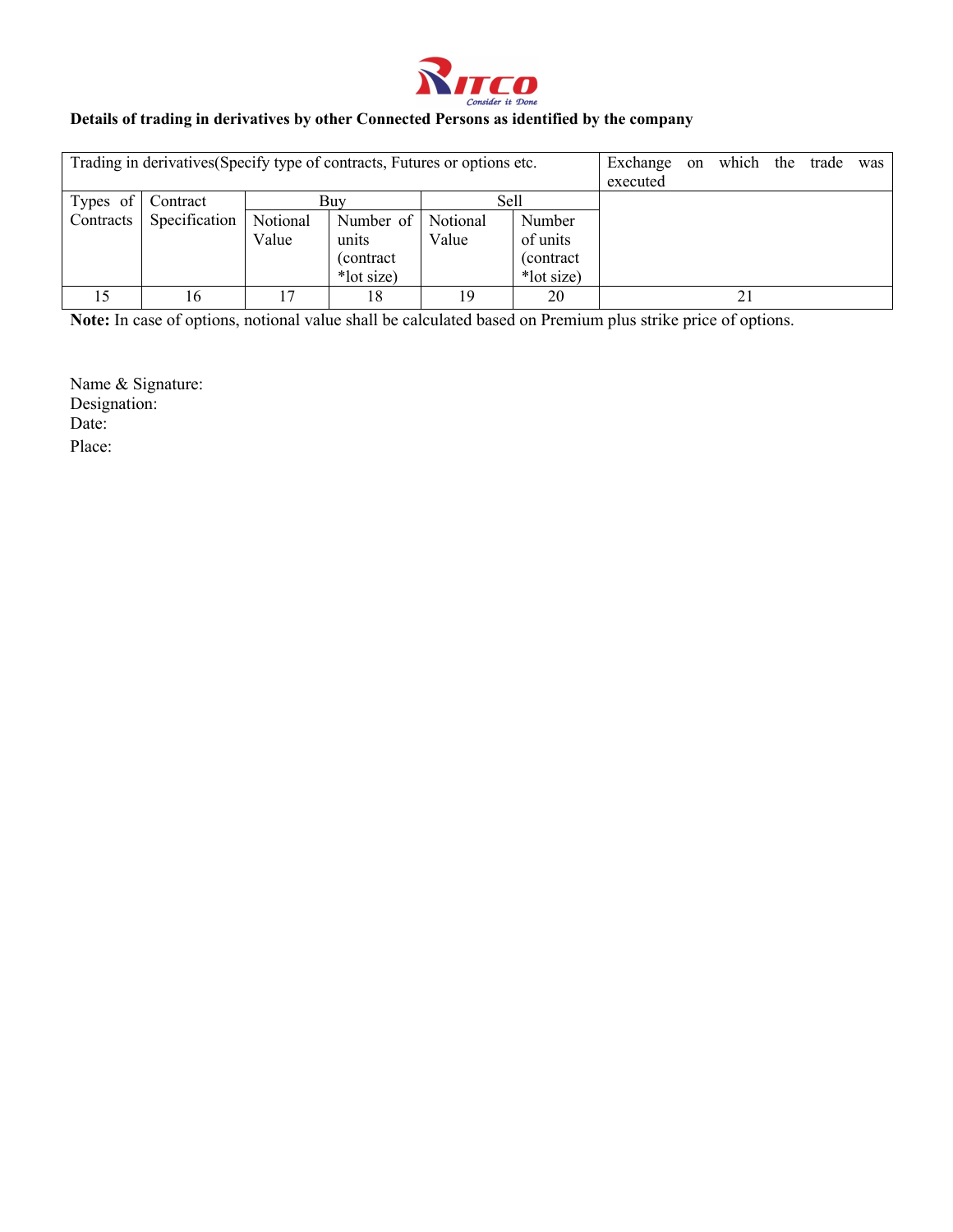**Details of trading in derivatives by other Connected Persons as identified by the company**

| Trading in derivatives(Specify type of contracts, Futures or options etc. | | | | | | Exchange on which the trade was executed |
|---|---|---|---|---|---|---|
| Types of Contracts | Contract Specification | Buy | | Sell | | |
| | | Notional Value | Number of units (contract *lot size) | Notional Value | Number of units (contract *lot size) | |
| 15 | 16 | 17 | 18 | 19 | 20 | 21 |

**Note:** In case of options, notional value shall be calculated based on Premium plus strike price of options.

Name & Signature:
Designation:
Date:
Place: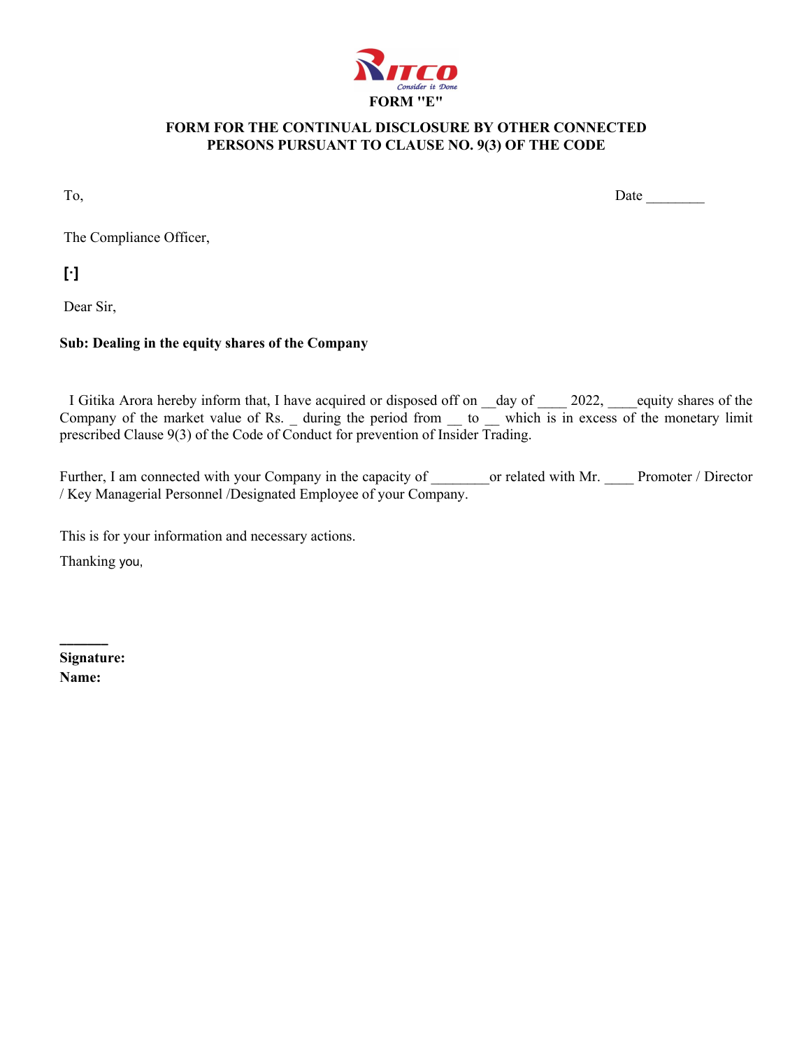**FORM "E"**

**FORM FOR THE CONTINUAL DISCLOSURE BY OTHER CONNECTED PERSONS PURSUANT TO CLAUSE NO. 9(3) OF THE CODE**

To,

Date ________

The Compliance Officer,

**[·]**

Dear Sir,

**Sub: Dealing in the equity shares of the Company**

I Gitika Arora hereby inform that, I have acquired or disposed off on __day of ____ 2022, ____equity shares of the Company of the market value of Rs. _ during the period from __ to __ which is in excess of the monetary limit prescribed Clause 9(3) of the Code of Conduct for prevention of Insider Trading.

Further, I am connected with your Company in the capacity of ________or related with Mr. ____ Promoter / Director / Key Managerial Personnel /Designated Employee of your Company.

This is for your information and necessary actions.

Thanking you,

______

**Signature:**

**Name:**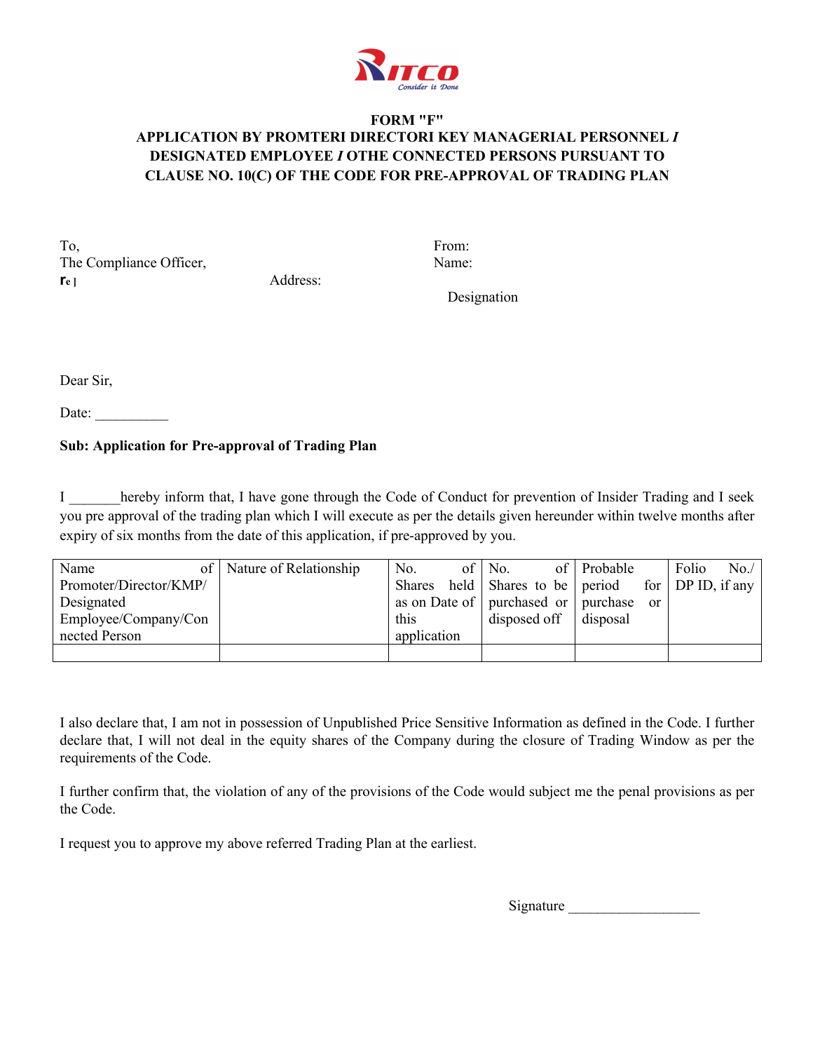**FORM "F"**
**APPLICATION BY PROMTERI DIRECTORI KEY MANAGERIAL PERSONNEL *I* DESIGNATED EMPLOYEE *I* OTHE CONNECTED PERSONS PURSUANT TO CLAUSE NO. 10(C) OF THE CODE FOR PRE-APPROVAL OF TRADING PLAN**

To,
The Compliance Officer,
re ]

Address:

From:
Name:

Designation

Dear Sir,

Date: __________

**Sub: Application for Pre-approval of Trading Plan**

I _______hereby inform that, I have gone through the Code of Conduct for prevention of Insider Trading and I seek you pre approval of the trading plan which I will execute as per the details given hereunder within twelve months after expiry of six months from the date of this application, if pre-approved by you.

| Name of Promoter/Director/KMP/ Designated Employee/Company/Connected Person | Nature of Relationship | No. of Shares held as on Date of this application | No. of Shares to be purchased or disposed off | Probable period for purchase or disposal | Folio No./ DP ID, if any |
|---|---|---|---|---|---|
| | | | | | |

I also declare that, I am not in possession of Unpublished Price Sensitive Information as defined in the Code. I further declare that, I will not deal in the equity shares of the Company during the closure of Trading Window as per the requirements of the Code.

I further confirm that, the violation of any of the provisions of the Code would subject me the penal provisions as per the Code.

I request you to approve my above referred Trading Plan at the earliest.

Signature __________________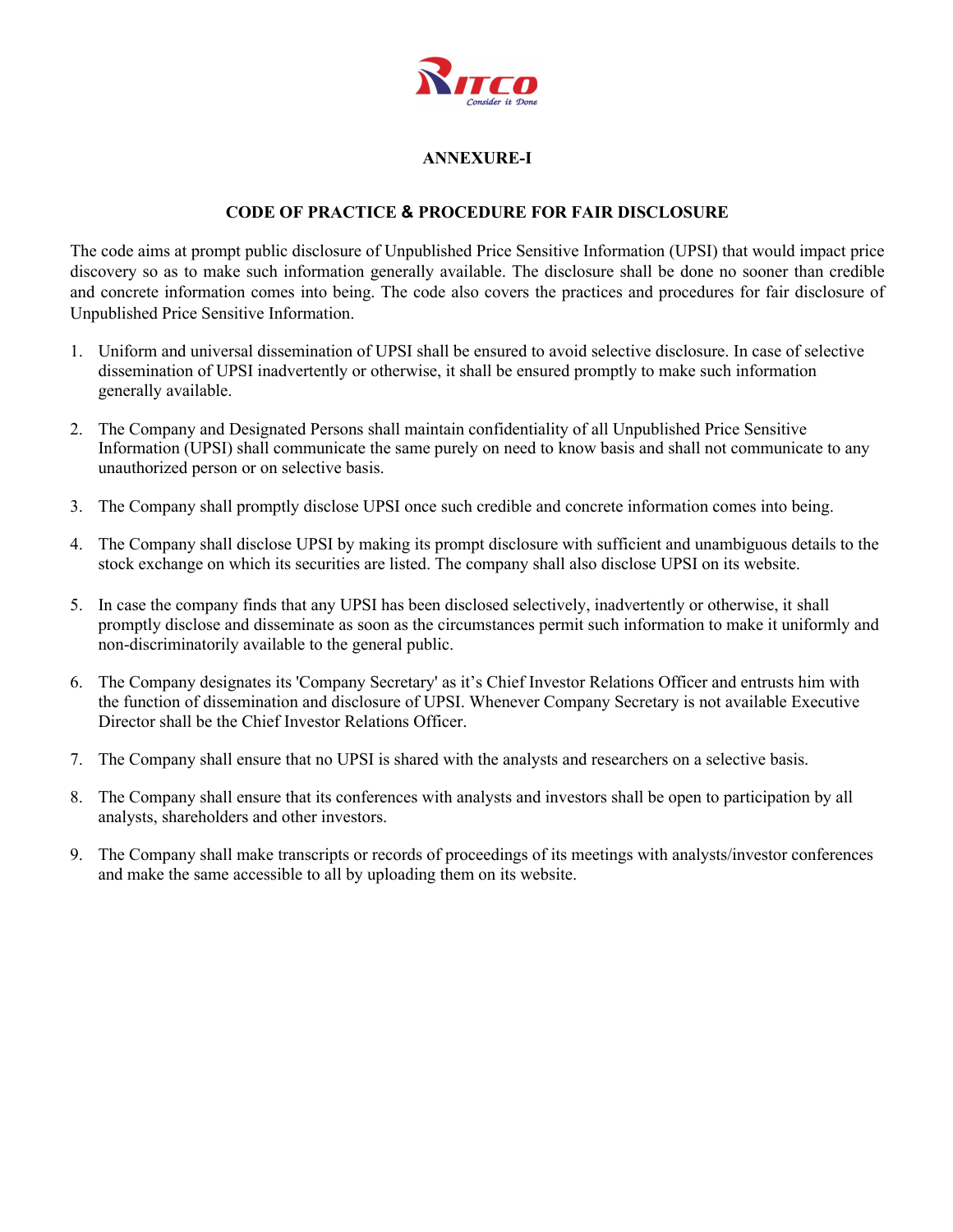## ANNEXURE-I

### CODE OF PRACTICE & PROCEDURE FOR FAIR DISCLOSURE

The code aims at prompt public disclosure of Unpublished Price Sensitive Information (UPSI) that would impact price discovery so as to make such information generally available. The disclosure shall be done no sooner than credible and concrete information comes into being. The code also covers the practices and procedures for fair disclosure of Unpublished Price Sensitive Information.

1. Uniform and universal dissemination of UPSI shall be ensured to avoid selective disclosure. In case of selective dissemination of UPSI inadvertently or otherwise, it shall be ensured promptly to make such information generally available.

2. The Company and Designated Persons shall maintain confidentiality of all Unpublished Price Sensitive Information (UPSI) shall communicate the same purely on need to know basis and shall not communicate to any unauthorized person or on selective basis.

3. The Company shall promptly disclose UPSI once such credible and concrete information comes into being.

4. The Company shall disclose UPSI by making its prompt disclosure with sufficient and unambiguous details to the stock exchange on which its securities are listed. The company shall also disclose UPSI on its website.

5. In case the company finds that any UPSI has been disclosed selectively, inadvertently or otherwise, it shall promptly disclose and disseminate as soon as the circumstances permit such information to make it uniformly and non-discriminatorily available to the general public.

6. The Company designates its 'Company Secretary' as it's Chief Investor Relations Officer and entrusts him with the function of dissemination and disclosure of UPSI. Whenever Company Secretary is not available Executive Director shall be the Chief Investor Relations Officer.

7. The Company shall ensure that no UPSI is shared with the analysts and researchers on a selective basis.

8. The Company shall ensure that its conferences with analysts and investors shall be open to participation by all analysts, shareholders and other investors.

9. The Company shall make transcripts or records of proceedings of its meetings with analysts/investor conferences and make the same accessible to all by uploading them on its website.